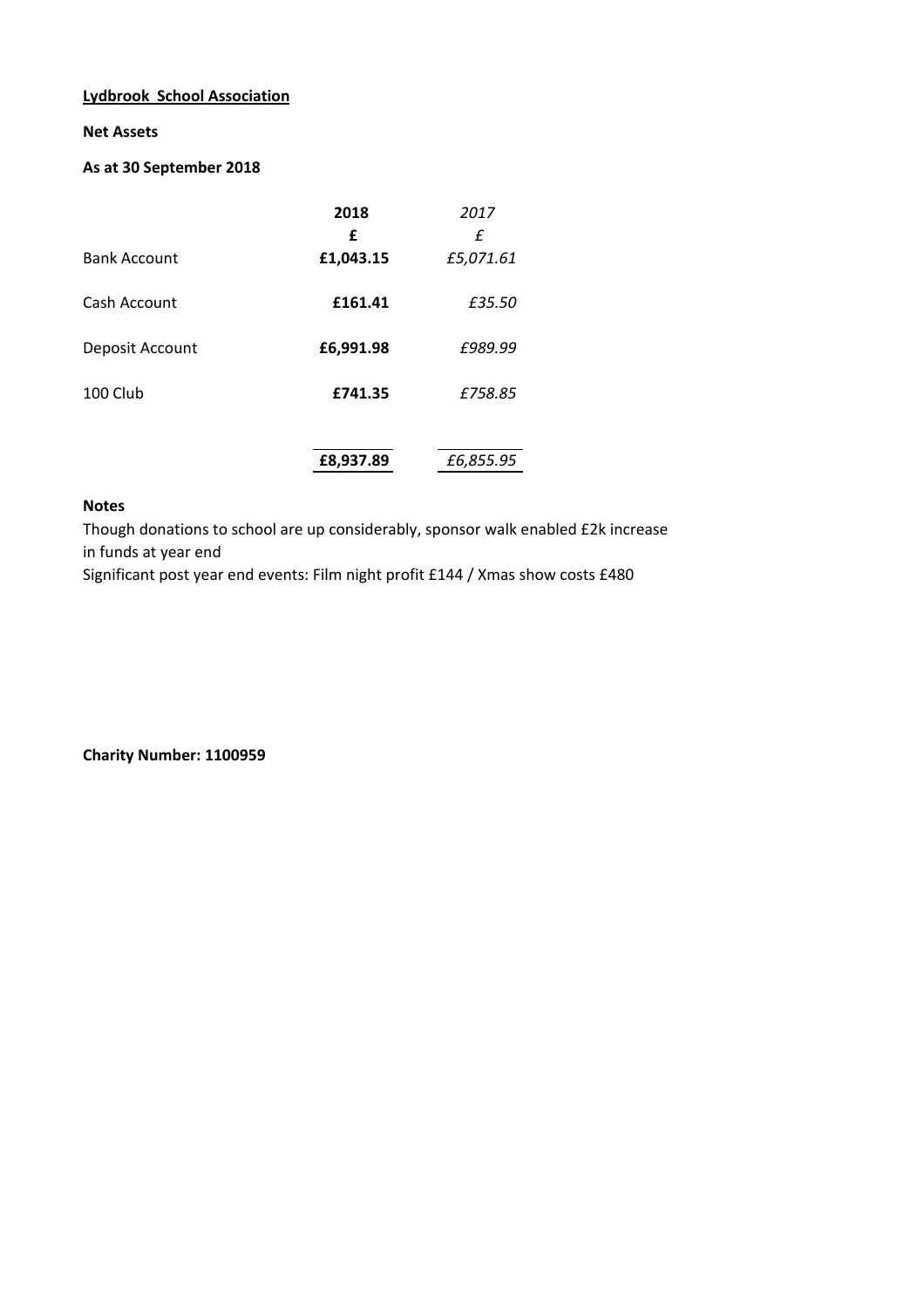**Lydbrook School Association**

**Net Assets**

**As at 30 September 2018**

| | **2018** | *2017* |
|---|---|---|
| | **£** | *£* |
| Bank Account | **£1,043.15** | *£5,071.61* |
| Cash Account | **£161.41** | *£35.50* |
| Deposit Account | **£6,991.98** | *£989.99* |
| 100 Club | **£741.35** | *£758.85* |
| | **£8,937.89** | *£6,855.95* |

**Notes**

Though donations to school are up considerably, sponsor walk enabled £2k increase in funds at year end

Significant post year end events: Film night profit £144 / Xmas show costs £480

**Charity Number: 1100959**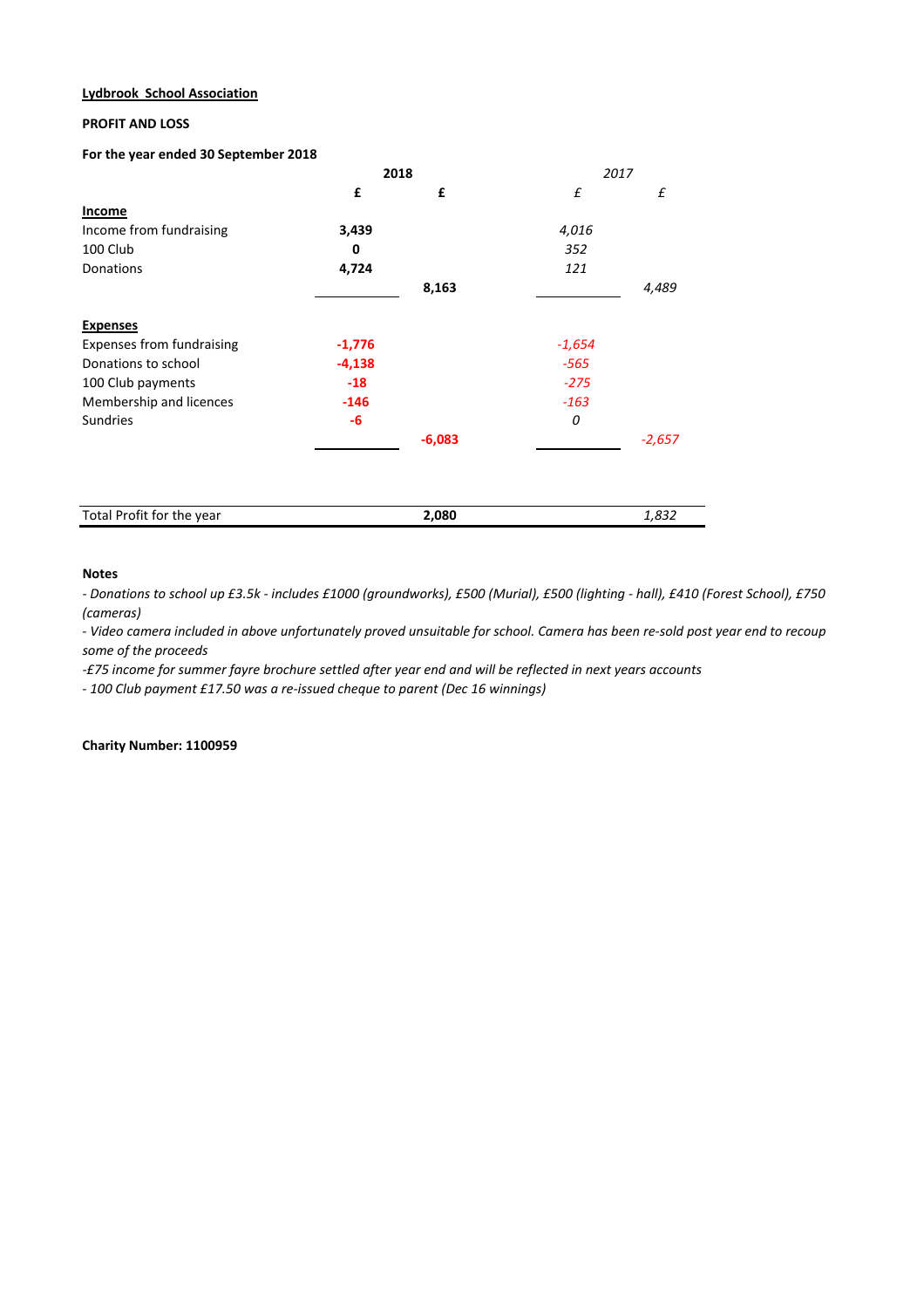**Lydbrook School Association**

**PROFIT AND LOSS**

**For the year ended 30 September 2018**

| | 2018 | | *2017* | |
|---|---|---|---|---|
| | **£** | **£** | *£* | *£* |
| **Income** | | | | |
| Income from fundraising | **3,439** | | *4,016* | |
| 100 Club | **0** | | *352* | |
| Donations | **4,724** | | *121* | |
| | | **8,163** | | *4,489* |
| **Expenses** | | | | |
| Expenses from fundraising | **-1,776** | | *-1,654* | |
| Donations to school | **-4,138** | | *-565* | |
| 100 Club payments | **-18** | | *-275* | |
| Membership and licences | **-146** | | *-163* | |
| Sundries | **-6** | | *0* | |
| | | **-6,083** | | *-2,657* |
| Total Profit for the year | | **2,080** | | *1,832* |

**Notes**

*- Donations to school up £3.5k - includes £1000 (groundworks), £500 (Murial), £500 (lighting - hall), £410 (Forest School), £750 (cameras)*

*- Video camera included in above unfortunately proved unsuitable for school. Camera has been re-sold post year end to recoup some of the proceeds*

*-£75 income for summer fayre brochure settled after year end and will be reflected in next years accounts*

*- 100 Club payment £17.50 was a re-issued cheque to parent (Dec 16 winnings)*

**Charity Number: 1100959**